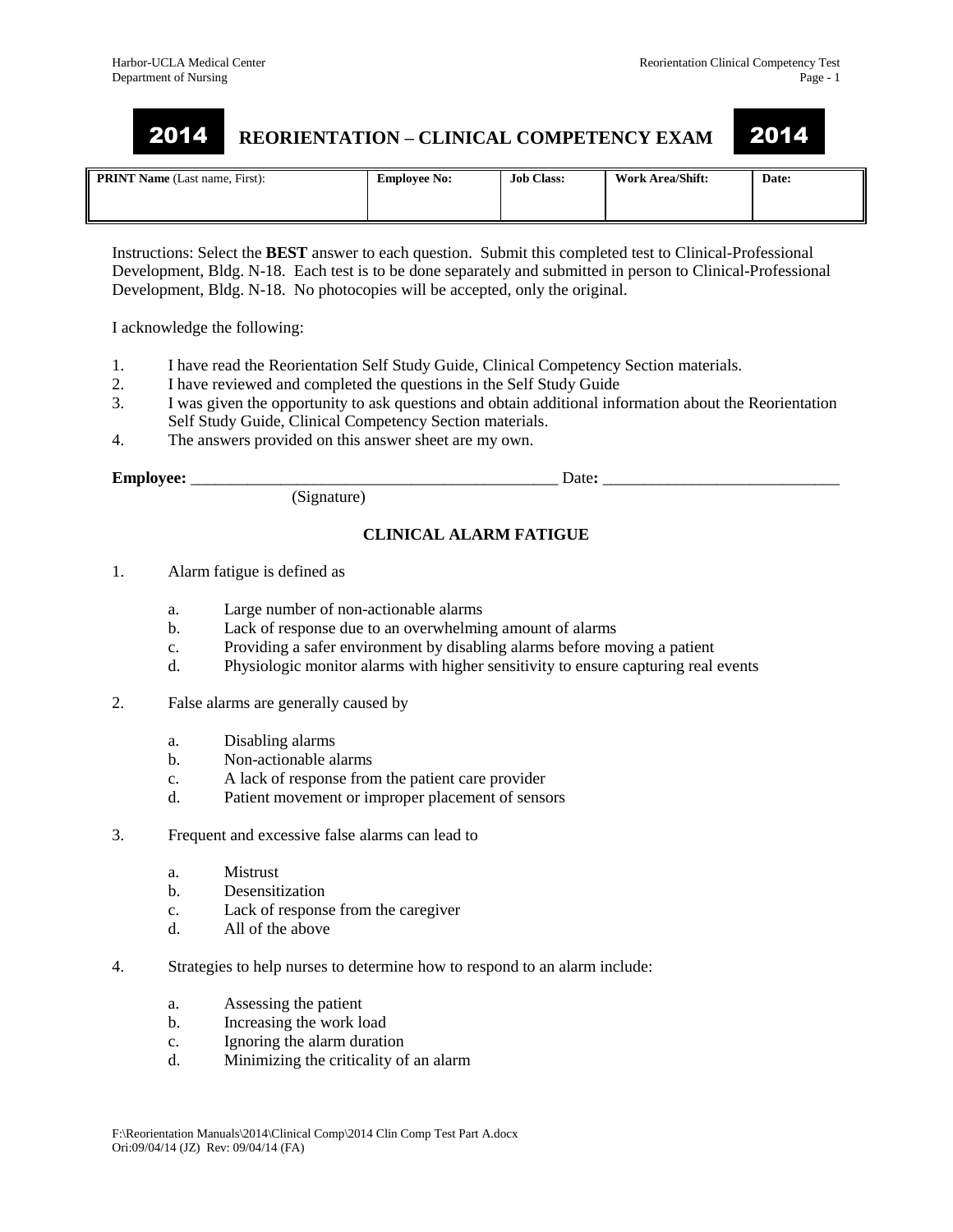# 2014 REORIENTATION – CLINICAL COMPETENCY EXAM 2014

| **PRINT Name** (Last name, First): | **Employee No:** | **Job Class:** | **Work Area/Shift:** | **Date:** |
|---|---|---|---|---|
| | | | | |

Instructions: Select the **BEST** answer to each question. Submit this completed test to Clinical-Professional Development, Bldg. N-18. Each test is to be done separately and submitted in person to Clinical-Professional Development, Bldg. N-18. No photocopies will be accepted, only the original.

I acknowledge the following:

1. I have read the Reorientation Self Study Guide, Clinical Competency Section materials.
2. I have reviewed and completed the questions in the Self Study Guide
3. I was given the opportunity to ask questions and obtain additional information about the Reorientation Self Study Guide, Clinical Competency Section materials.
4. The answers provided on this answer sheet are my own.

**Employee:** _____________________________________________ Date**:** _____________________________
(Signature)

## CLINICAL ALARM FATIGUE

1. Alarm fatigue is defined as

   a. Large number of non-actionable alarms
   b. Lack of response due to an overwhelming amount of alarms
   c. Providing a safer environment by disabling alarms before moving a patient
   d. Physiologic monitor alarms with higher sensitivity to ensure capturing real events

2. False alarms are generally caused by

   a. Disabling alarms
   b. Non-actionable alarms
   c. A lack of response from the patient care provider
   d. Patient movement or improper placement of sensors

3. Frequent and excessive false alarms can lead to

   a. Mistrust
   b. Desensitization
   c. Lack of response from the caregiver
   d. All of the above

4. Strategies to help nurses to determine how to respond to an alarm include:

   a. Assessing the patient
   b. Increasing the work load
   c. Ignoring the alarm duration
   d. Minimizing the criticality of an alarm

F:\Reorientation Manuals\2014\Clinical Comp\2014 Clin Comp Test Part A.docx
Ori:09/04/14 (JZ) Rev: 09/04/14 (FA)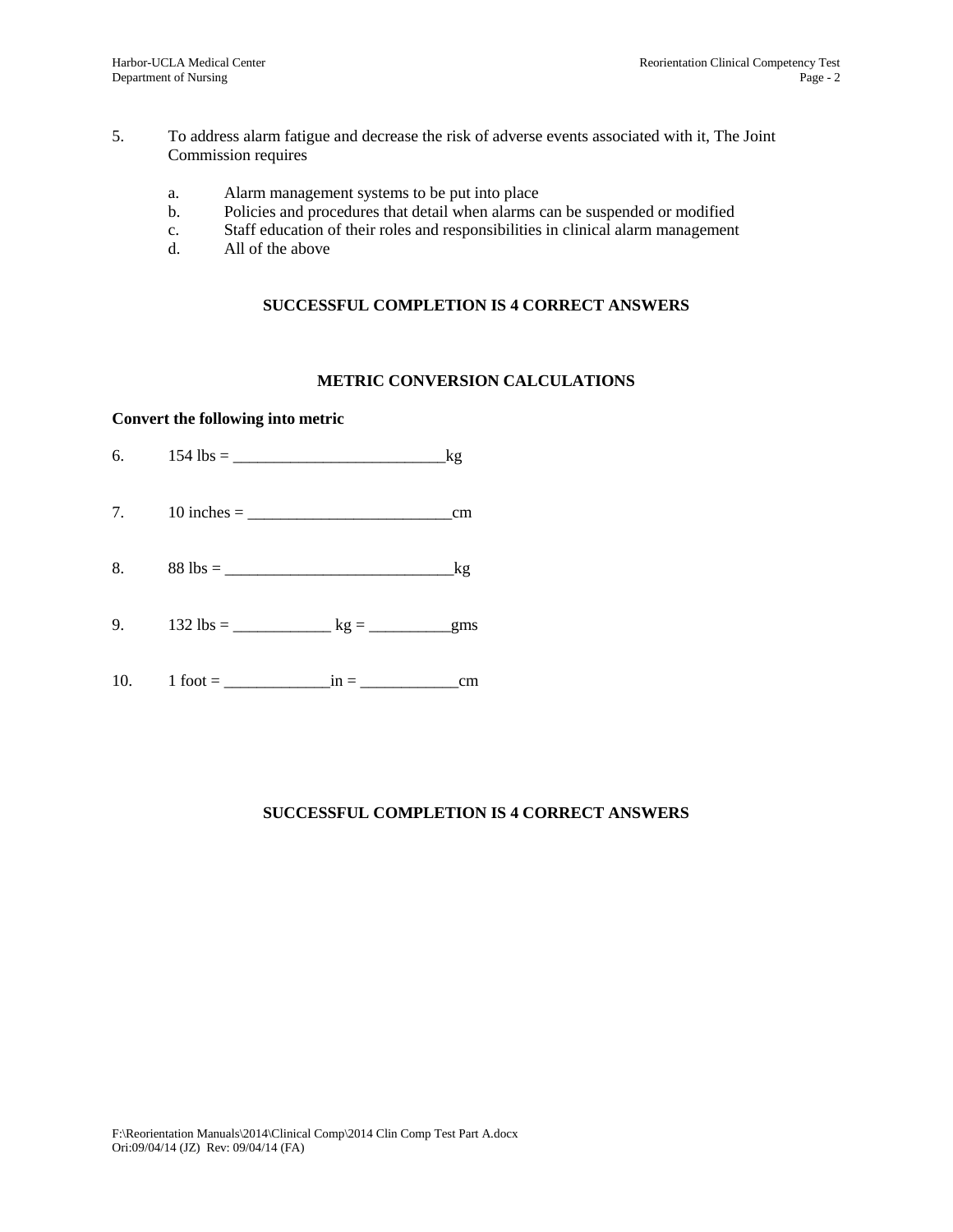5. To address alarm fatigue and decrease the risk of adverse events associated with it, The Joint Commission requires

   a. Alarm management systems to be put into place
   b. Policies and procedures that detail when alarms can be suspended or modified
   c. Staff education of their roles and responsibilities in clinical alarm management
   d. All of the above

**SUCCESSFUL COMPLETION IS 4 CORRECT ANSWERS**

## METRIC CONVERSION CALCULATIONS

**Convert the following into metric**

6. 154 lbs = __________________________kg

7. 10 inches = _________________________cm

8. 88 lbs = ____________________________kg

9. 132 lbs = ____________ kg = __________gms

10. 1 foot = _____________in = ____________cm

**SUCCESSFUL COMPLETION IS 4 CORRECT ANSWERS**

F:\Reorientation Manuals\2014\Clinical Comp\2014 Clin Comp Test Part A.docx
Ori:09/04/14 (JZ) Rev: 09/04/14 (FA)